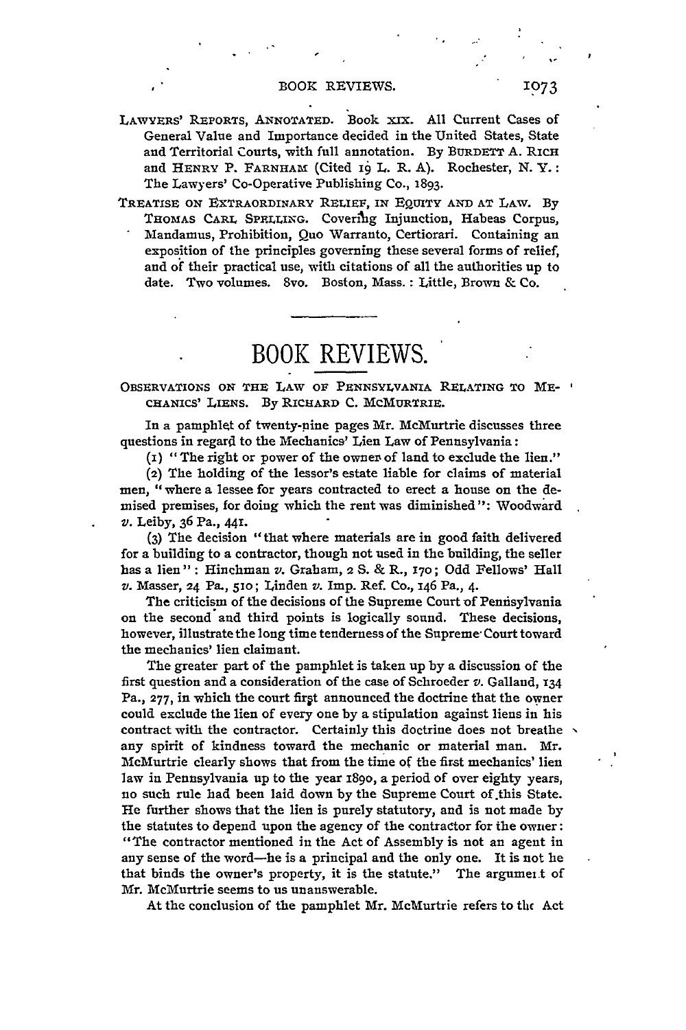LAWYERS' REPORTS, ANNOTATED. Book XIX. All Current Cases of General Value and Importance decided in the United States, State and Territorial Courts, with full annotation. By BURDETT A. RICH and HENRY P. FARNHAM (Cited 19 L. R. A). Rochester, N. Y.: The Lawyers' Co-Operative Publishing Co., 1893.

TREATISE ON EXTRAORDINARY RELIEF, IN EQUITY AND AT LAW. By THOMAS CARL SPELLING. Covering Injunction, Habeas Corpus, Mandamus, Prohibition, Quo Warranto, Certiorari. Containing an exposition of the principles governing these several forms of relief, and of their practical use, with citations of all the authorities up to date. Two volumes. 8vo. Boston, Mass.: Little, Brown & Co.

---

# BOOK REVIEWS.

OBSERVATIONS ON THE LAW OF PENNSYLVANIA RELATING TO MECHANICS' LIENS. By RICHARD C. MCMURTRIE.

In a pamphlet of twenty-nine pages Mr. McMurtrie discusses three questions in regard to the Mechanics' Lien Law of Pennsylvania:

(1) "The right or power of the owner of land to exclude the lien."

(2) The holding of the lessor's estate liable for claims of material men, "where a lessee for years contracted to erect a house on the demised premises, for doing which the rent was diminished": Woodward *v.* Leiby, 36 Pa., 441.

(3) The decision "that where materials are in good faith delivered for a building to a contractor, though not used in the building, the seller has a lien": Hinchman *v.* Graham, 2 S. & R., 170; Odd Fellows' Hall *v.* Masser, 24 Pa., 510; Linden *v.* Imp. Ref. Co., 146 Pa., 4.

The criticism of the decisions of the Supreme Court of Pennsylvania on the second and third points is logically sound. These decisions, however, illustrate the long time tenderness of the Supreme Court toward the mechanics' lien claimant.

The greater part of the pamphlet is taken up by a discussion of the first question and a consideration of the case of Schroeder *v.* Galland, 134 Pa., 277, in which the court first announced the doctrine that the owner could exclude the lien of every one by a stipulation against liens in his contract with the contractor. Certainly this doctrine does not breathe any spirit of kindness toward the mechanic or material man. Mr. McMurtrie clearly shows that from the time of the first mechanics' lien law in Pennsylvania up to the year 1890, a period of over eighty years, no such rule had been laid down by the Supreme Court of this State. He further shows that the lien is purely statutory, and is not made by the statutes to depend upon the agency of the contractor for the owner: "The contractor mentioned in the Act of Assembly is not an agent in any sense of the word—he is a principal and the only one. It is not he that binds the owner's property, it is the statute." The argument of Mr. McMurtrie seems to us unanswerable.

At the conclusion of the pamphlet Mr. McMurtrie refers to the Act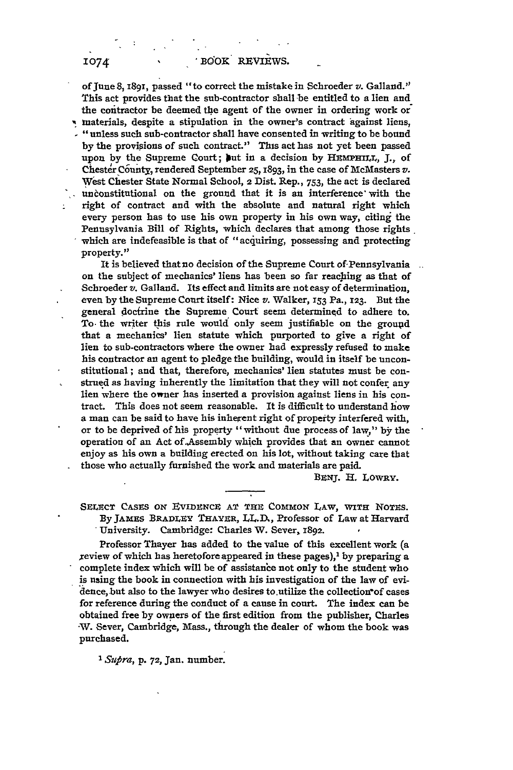of June 8, 1891, passed "to correct the mistake in Schroeder *v.* Galland." This act provides that the sub-contractor shall be entitled to a lien and the contractor be deemed the agent of the owner in ordering work or materials, despite a stipulation in the owner's contract against liens, "unless such sub-contractor shall have consented in writing to be bound by the provisions of such contract." This act has not yet been passed upon by the Supreme Court; but in a decision by HEMPHILL, J., of Chester County, rendered September 25, 1893, in the case of McMasters *v.* West Chester State Normal School, 2 Dist. Rep., 753, the act is declared unconstitutional on the ground that it is an interference with the right of contract and with the absolute and natural right which every person has to use his own property in his own way, citing the Pennsylvania Bill of Rights, which declares that among those rights which are indefeasible is that of "acquiring, possessing and protecting property."

It is believed that no decision of the Supreme Court of Pennsylvania on the subject of mechanics' liens has been so far reaching as that of Schroeder *v.* Galland. Its effect and limits are not easy of determination, even by the Supreme Court itself: Nice *v.* Walker, 153 Pa., 123. But the general doctrine the Supreme Court seem determined to adhere to. To the writer this rule would only seem justifiable on the ground that a mechanics' lien statute which purported to give a right of lien to sub-contractors where the owner had expressly refused to make his contractor an agent to pledge the building, would in itself be unconstitutional; and that, therefore, mechanics' lien statutes must be construed as having inherently the limitation that they will not confer any lien where the owner has inserted a provision against liens in his contract. This does not seem reasonable. It is difficult to understand how a man can be said to have his inherent right of property interfered with, or to be deprived of his property "without due process of law," by the operation of an Act of Assembly which provides that an owner cannot enjoy as his own a building erected on his lot, without taking care that those who actually furnished the work and materials are paid.

BENJ. H. LOWRY.

---

SELECT CASES ON EVIDENCE AT THE COMMON LAW, WITH NOTES. By JAMES BRADLEY THAYER, LL.D., Professor of Law at Harvard University. Cambridge: Charles W. Sever, 1892.

Professor Thayer has added to the value of this excellent work (a review of which has heretofore appeared in these pages),[1] by preparing a complete index which will be of assistance not only to the student who is using the book in connection with his investigation of the law of evidence, but also to the lawyer who desires to utilize the collection of cases for reference during the conduct of a cause in court. The index can be obtained free by owners of the first edition from the publisher, Charles W. Sever, Cambridge, Mass., through the dealer of whom the book was purchased.

[1] *Supra*, p. 72, Jan. number.